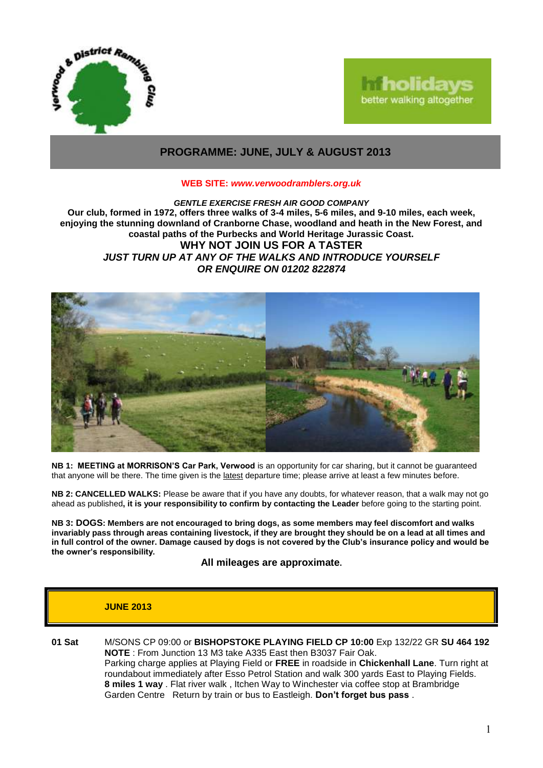# PROGRAMME: JUNE, JULY & AUGUST 2013

**WEB SITE:** ***www.verwoodramblers.org.uk***

***GENTLE EXERCISE FRESH AIR GOOD COMPANY***

**Our club, formed in 1972, offers three walks of 3-4 miles, 5-6 miles, and 9-10 miles, each week, enjoying the stunning downland of Cranborne Chase, woodland and heath in the New Forest, and coastal paths of the Purbecks and World Heritage Jurassic Coast.**

**WHY NOT JOIN US FOR A TASTER**

***JUST TURN UP AT ANY OF THE WALKS AND INTRODUCE YOURSELF***

***OR ENQUIRE ON 01202 822874***

**NB 1: MEETING at MORRISON'S Car Park, Verwood** is an opportunity for car sharing, but it cannot be guaranteed that anyone will be there. The time given is the latest departure time; please arrive at least a few minutes before.

**NB 2: CANCELLED WALKS:** Please be aware that if you have any doubts, for whatever reason, that a walk may not go ahead as published**, it is your responsibility to confirm by contacting the Leader** before going to the starting point.

**NB 3: DOGS: Members are not encouraged to bring dogs, as some members may feel discomfort and walks invariably pass through areas containing livestock, if they are brought they should be on a lead at all times and in full control of the owner. Damage caused by dogs is not covered by the Club's insurance policy and would be the owner's responsibility.**

**All mileages are approximate.**

## JUNE 2013

**01 Sat** M/SONS CP 09:00 or **BISHOPSTOKE PLAYING FIELD CP 10:00** Exp 132/22 GR **SU 464 192**
**NOTE** : From Junction 13 M3 take A335 East then B3037 Fair Oak.
Parking charge applies at Playing Field or **FREE** in roadside in **Chickenhall Lane**. Turn right at roundabout immediately after Esso Petrol Station and walk 300 yards East to Playing Fields.
**8 miles 1 way** . Flat river walk , Itchen Way to Winchester via coffee stop at Brambridge Garden Centre Return by train or bus to Eastleigh. **Don't forget bus pass** .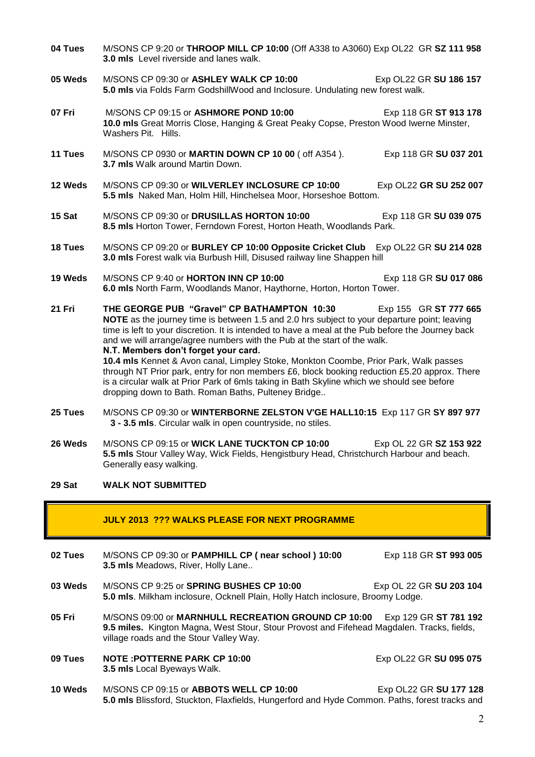**04 Tues** M/SONS CP 9:20 or **THROOP MILL CP 10:00** (Off A338 to A3060) Exp OL22 GR **SZ 111 958**
**3.0 mls** Level riverside and lanes walk.

**05 Weds** M/SONS CP 09:30 or **ASHLEY WALK CP 10:00** Exp OL22 GR **SU 186 157**
**5.0 mls** via Folds Farm GodshillWood and Inclosure. Undulating new forest walk.

**07 Fri** M/SONS CP 09:15 or **ASHMORE POND 10:00** Exp 118 GR **ST 913 178**
**10.0 mls** Great Morris Close, Hanging & Great Peaky Copse, Preston Wood Iwerne Minster, Washers Pit. Hills.

**11 Tues** M/SONS CP 0930 or **MARTIN DOWN CP 10 00** ( off A354 ). Exp 118 GR **SU 037 201**
**3.7 mls** Walk around Martin Down.

**12 Weds** M/SONS CP 09:30 or **WILVERLEY INCLOSURE CP 10:00** Exp OL22 **GR SU 252 007**
**5.5 mls** Naked Man, Holm Hill, Hinchelsea Moor, Horseshoe Bottom.

**15 Sat** M/SONS CP 09:30 or **DRUSILLAS HORTON 10:00** Exp 118 GR **SU 039 075**
**8.5 mls** Horton Tower, Ferndown Forest, Horton Heath, Woodlands Park.

**18 Tues** M/SONS CP 09:20 or **BURLEY CP 10:00 Opposite Cricket Club** Exp OL22 GR **SU 214 028**
**3.0 mls** Forest walk via Burbush Hill, Disused railway line Shappen hill

**19 Weds** M/SONS CP 9:40 or **HORTON INN CP 10:00** Exp 118 GR **SU 017 086**
**6.0 mls** North Farm, Woodlands Manor, Haythorne, Horton, Horton Tower.

**21 Fri** **THE GEORGE PUB "Gravel" CP BATHAMPTON 10:30** Exp 155 GR **ST 777 665**
**NOTE** as the journey time is between 1.5 and 2.0 hrs subject to your departure point; leaving time is left to your discretion. It is intended to have a meal at the Pub before the Journey back and we will arrange/agree numbers with the Pub at the start of the walk.
**N.T. Members don't forget your card.**
**10.4 mls** Kennet & Avon canal, Limpley Stoke, Monkton Coombe, Prior Park, Walk passes through NT Prior park, entry for non members £6, block booking reduction £5.20 approx. There is a circular walk at Prior Park of 6mls taking in Bath Skyline which we should see before dropping down to Bath. Roman Baths, Pulteney Bridge..

**25 Tues** M/SONS CP 09:30 or **WINTERBORNE ZELSTON V'GE HALL10:15** Exp 117 GR **SY 897 977**
**3 - 3.5 mls**. Circular walk in open countryside, no stiles.

**26 Weds** M/SONS CP 09:15 or **WICK LANE TUCKTON CP 10:00** Exp OL 22 GR **SZ 153 922**
**5.5 mls** Stour Valley Way, Wick Fields, Hengistbury Head, Christchurch Harbour and beach. Generally easy walking.

**29 Sat** **WALK NOT SUBMITTED**

## JULY 2013 ??? WALKS PLEASE FOR NEXT PROGRAMME

**02 Tues** M/SONS CP 09:30 or **PAMPHILL CP ( near school ) 10:00** Exp 118 GR **ST 993 005**
**3.5 mls** Meadows, River, Holly Lane..

**03 Weds** M/SONS CP 9:25 or **SPRING BUSHES CP 10:00** Exp OL 22 GR **SU 203 104**
**5.0 mls**. Milkham inclosure, Ocknell Plain, Holly Hatch inclosure, Broomy Lodge.

**05 Fri** M/SONS 09:00 or **MARNHULL RECREATION GROUND CP 10:00** Exp 129 GR **ST 781 192**
**9.5 miles.** Kington Magna, West Stour, Stour Provost and Fifehead Magdalen. Tracks, fields, village roads and the Stour Valley Way.

**09 Tues** **NOTE :POTTERNE PARK CP 10:00** Exp OL22 GR **SU 095 075**
**3.5 mls** Local Byeways Walk.

**10 Weds** M/SONS CP 09:15 or **ABBOTS WELL CP 10:00** Exp OL22 GR **SU 177 128**
**5.0 mls** Blissford, Stuckton, Flaxfields, Hungerford and Hyde Common. Paths, forest tracks and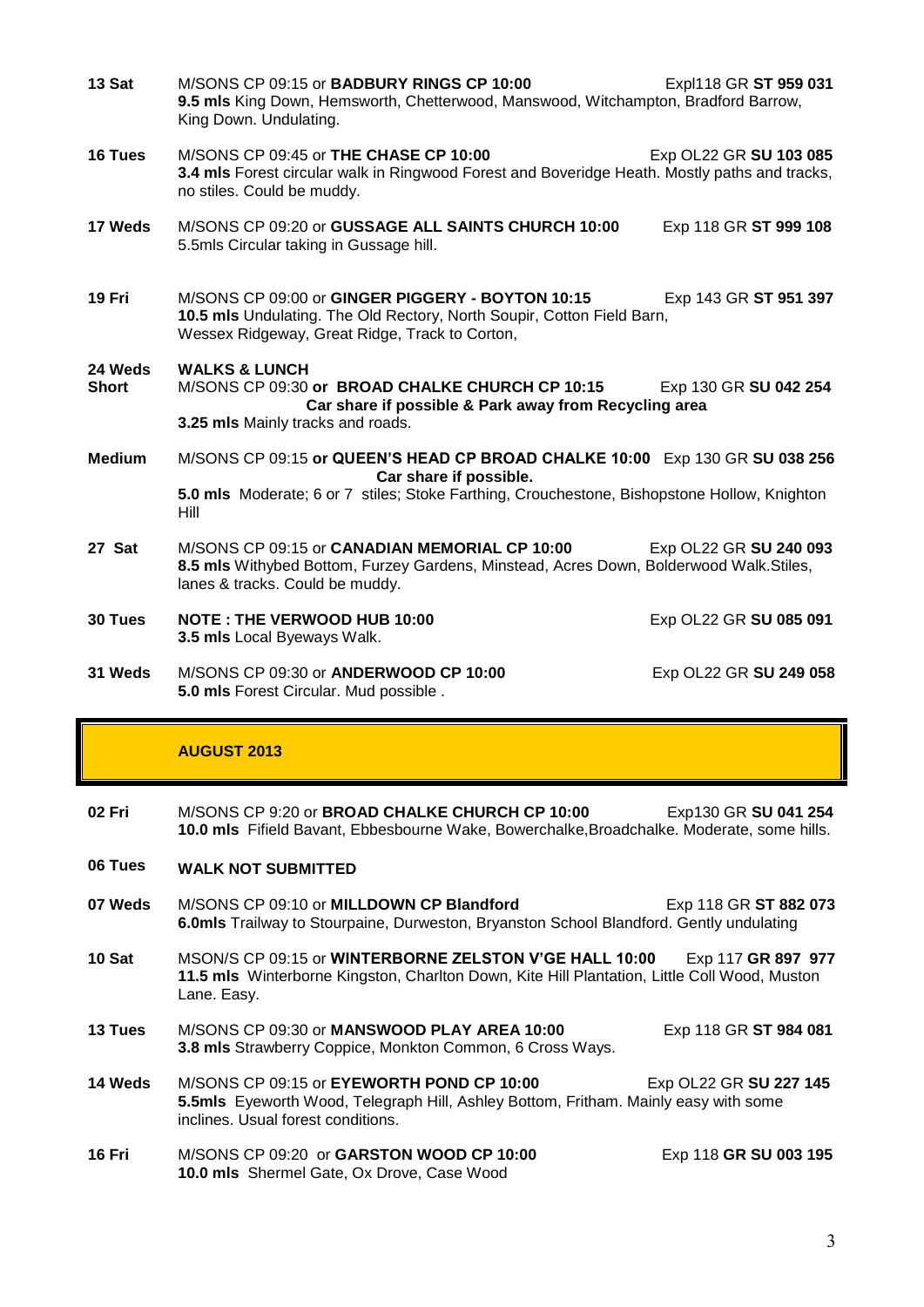| | | |
|---|---|---|
| **13 Sat** | M/SONS CP 09:15 or **BADBURY RINGS CP 10:00**<br>**9.5 mls** King Down, Hemsworth, Chetterwood, Manswood, Witchampton, Bradford Barrow, King Down. Undulating. | Expl118 GR **ST 959 031** |
| **16 Tues** | M/SONS CP 09:45 or **THE CHASE CP 10:00**<br>**3.4 mls** Forest circular walk in Ringwood Forest and Boveridge Heath. Mostly paths and tracks, no stiles. Could be muddy. | Exp OL22 GR **SU 103 085** |
| **17 Weds** | M/SONS CP 09:20 or **GUSSAGE ALL SAINTS CHURCH 10:00**<br>5.5mls Circular taking in Gussage hill. | Exp 118 GR **ST 999 108** |
| **19 Fri** | M/SONS CP 09:00 or **GINGER PIGGERY - BOYTON 10:15**<br>**10.5 mls** Undulating. The Old Rectory, North Soupir, Cotton Field Barn, Wessex Ridgeway, Great Ridge, Track to Corton, | Exp 143 GR **ST 951 397** |
| **24 Weds**<br>**Short** | **WALKS & LUNCH**<br>M/SONS CP 09:30 **or BROAD CHALKE CHURCH CP 10:15**<br>**Car share if possible & Park away from Recycling area**<br>**3.25 mls** Mainly tracks and roads. | Exp 130 GR **SU 042 254** |
| **Medium** | M/SONS CP 09:15 **or QUEEN'S HEAD CP BROAD CHALKE 10:00**<br>**Car share if possible.**<br>**5.0 mls** Moderate; 6 or 7 stiles; Stoke Farthing, Crouchestone, Bishopstone Hollow, Knighton Hill | Exp 130 GR **SU 038 256** |
| **27 Sat** | M/SONS CP 09:15 or **CANADIAN MEMORIAL CP 10:00**<br>**8.5 mls** Withybed Bottom, Furzey Gardens, Minstead, Acres Down, Bolderwood Walk.Stiles, lanes & tracks. Could be muddy. | Exp OL22 GR **SU 240 093** |
| **30 Tues** | **NOTE : THE VERWOOD HUB 10:00**<br>**3.5 mls** Local Byeways Walk. | Exp OL22 GR **SU 085 091** |
| **31 Weds** | M/SONS CP 09:30 or **ANDERWOOD CP 10:00**<br>**5.0 mls** Forest Circular. Mud possible . | Exp OL22 GR **SU 249 058** |

## AUGUST 2013

| | | |
|---|---|---|
| **02 Fri** | M/SONS CP 9:20 or **BROAD CHALKE CHURCH CP 10:00**<br>**10.0 mls** Fifield Bavant, Ebbesbourne Wake, Bowerchalke,Broadchalke. Moderate, some hills. | Exp130 GR **SU 041 254** |
| **06 Tues** | **WALK NOT SUBMITTED** | |
| **07 Weds** | M/SONS CP 09:10 or **MILLDOWN CP Blandford**<br>**6.0mls** Trailway to Stourpaine, Durweston, Bryanston School Blandford. Gently undulating | Exp 118 GR **ST 882 073** |
| **10 Sat** | MSON/S CP 09:15 or **WINTERBORNE ZELSTON V'GE HALL 10:00**<br>**11.5 mls** Winterborne Kingston, Charlton Down, Kite Hill Plantation, Little Coll Wood, Muston Lane. Easy. | Exp 117 **GR 897 977** |
| **13 Tues** | M/SONS CP 09:30 or **MANSWOOD PLAY AREA 10:00**<br>**3.8 mls** Strawberry Coppice, Monkton Common, 6 Cross Ways. | Exp 118 GR **ST 984 081** |
| **14 Weds** | M/SONS CP 09:15 or **EYEWORTH POND CP 10:00**<br>**5.5mls** Eyeworth Wood, Telegraph Hill, Ashley Bottom, Fritham. Mainly easy with some inclines. Usual forest conditions. | Exp OL22 GR **SU 227 145** |
| **16 Fri** | M/SONS CP 09:20 or **GARSTON WOOD CP 10:00**<br>**10.0 mls** Shermel Gate, Ox Drove, Case Wood | Exp 118 **GR SU 003 195** |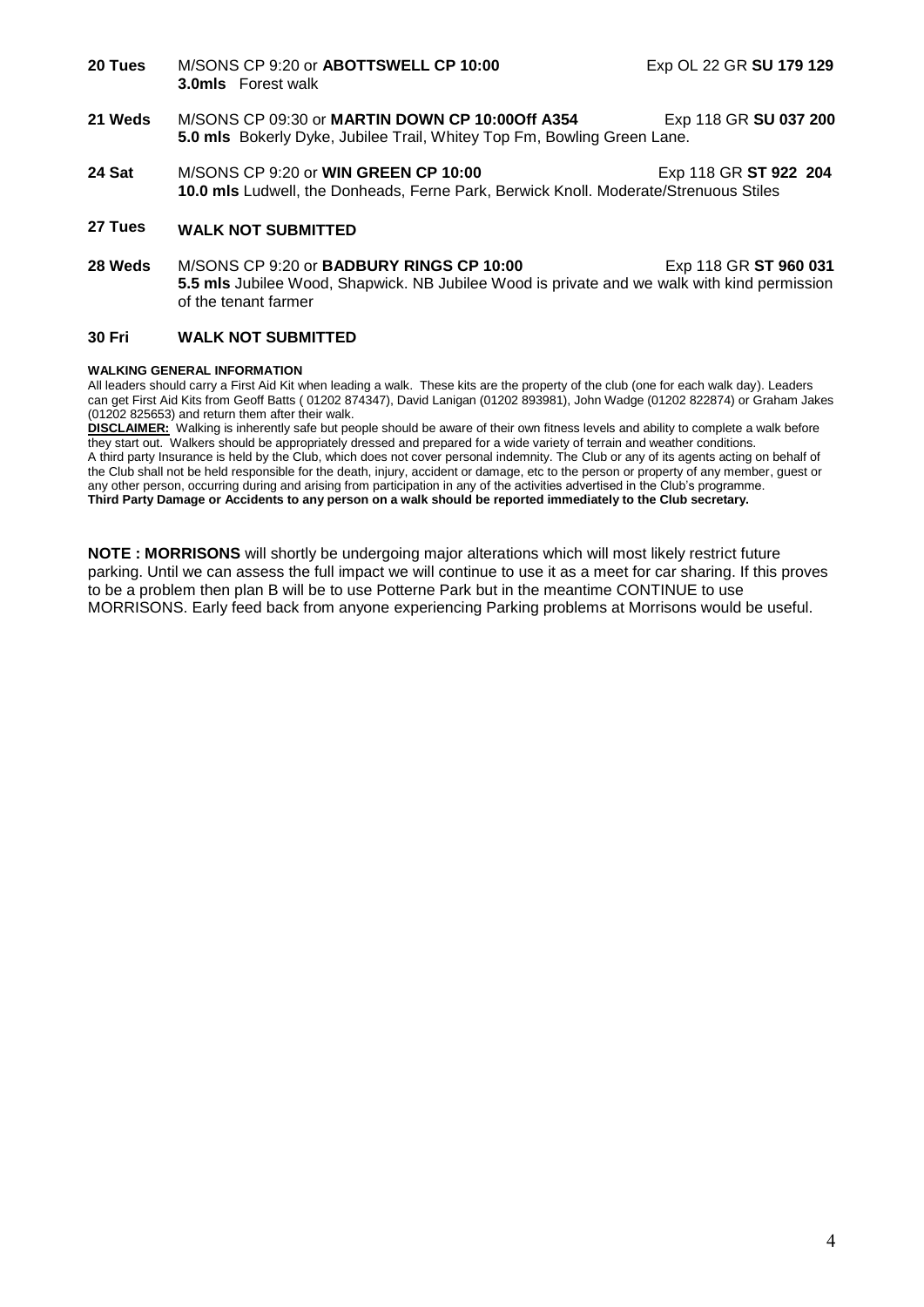**20 Tues** M/SONS CP 9:20 or **ABOTTSWELL CP 10:00** Exp OL 22 GR **SU 179 129**
**3.0mls** Forest walk

**21 Weds** M/SONS CP 09:30 or **MARTIN DOWN CP 10:00Off A354** Exp 118 GR **SU 037 200**
**5.0 mls** Bokerly Dyke, Jubilee Trail, Whitey Top Fm, Bowling Green Lane.

**24 Sat** M/SONS CP 9:20 or **WIN GREEN CP 10:00** Exp 118 GR **ST 922 204**
**10.0 mls** Ludwell, the Donheads, Ferne Park, Berwick Knoll. Moderate/Strenuous Stiles

**27 Tues** **WALK NOT SUBMITTED**

**28 Weds** M/SONS CP 9:20 or **BADBURY RINGS CP 10:00** Exp 118 GR **ST 960 031**
**5.5 mls** Jubilee Wood, Shapwick. NB Jubilee Wood is private and we walk with kind permission of the tenant farmer

**30 Fri** **WALK NOT SUBMITTED**

**WALKING GENERAL INFORMATION**

All leaders should carry a First Aid Kit when leading a walk. These kits are the property of the club (one for each walk day). Leaders can get First Aid Kits from Geoff Batts ( 01202 874347), David Lanigan (01202 893981), John Wadge (01202 822874) or Graham Jakes (01202 825653) and return them after their walk.

**DISCLAIMER:** Walking is inherently safe but people should be aware of their own fitness levels and ability to complete a walk before they start out. Walkers should be appropriately dressed and prepared for a wide variety of terrain and weather conditions.

A third party Insurance is held by the Club, which does not cover personal indemnity. The Club or any of its agents acting on behalf of the Club shall not be held responsible for the death, injury, accident or damage, etc to the person or property of any member, guest or any other person, occurring during and arising from participation in any of the activities advertised in the Club's programme.

**Third Party Damage or Accidents to any person on a walk should be reported immediately to the Club secretary.**

**NOTE : MORRISONS** will shortly be undergoing major alterations which will most likely restrict future parking. Until we can assess the full impact we will continue to use it as a meet for car sharing. If this proves to be a problem then plan B will be to use Potterne Park but in the meantime CONTINUE to use MORRISONS. Early feed back from anyone experiencing Parking problems at Morrisons would be useful.